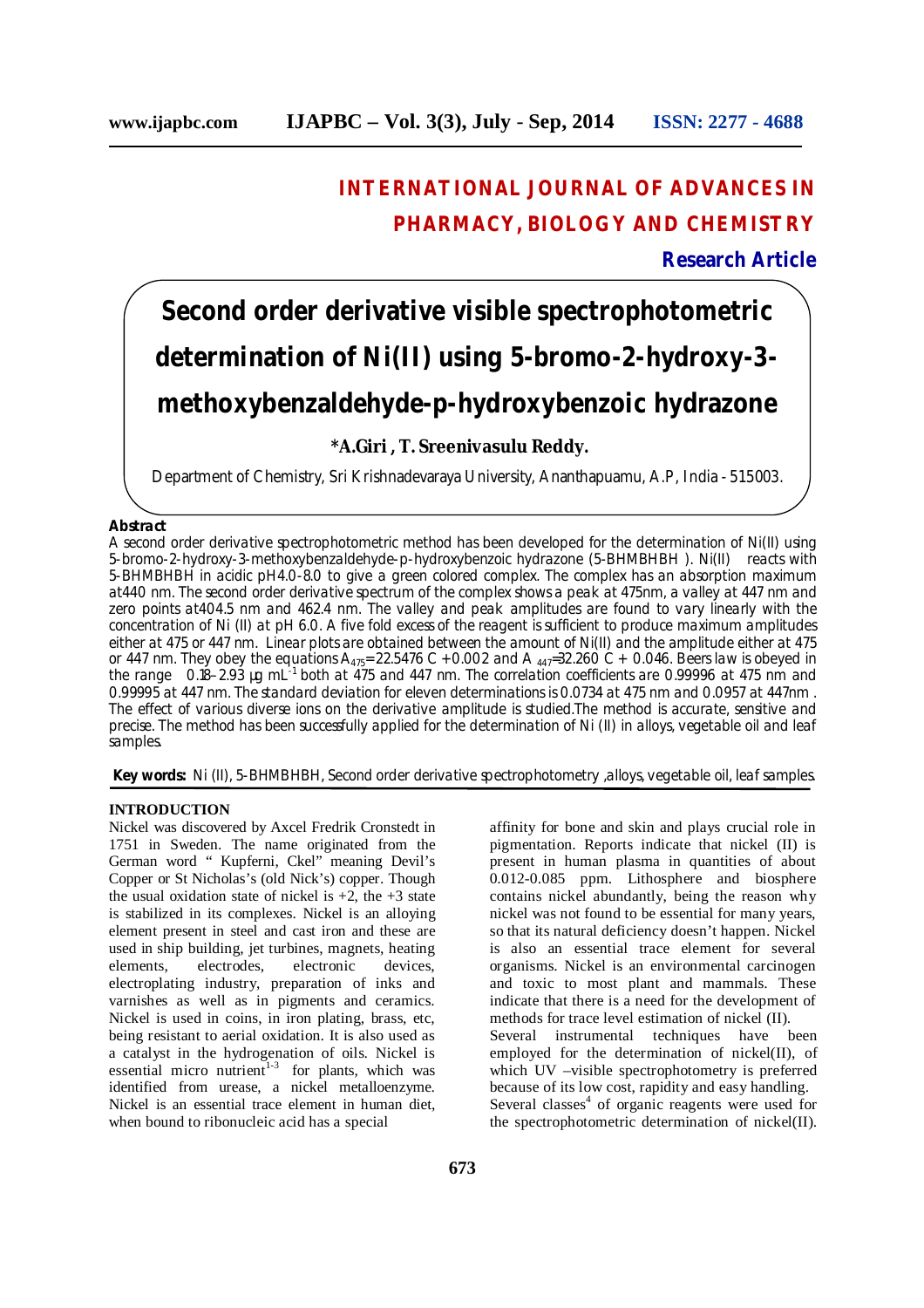# INTERNATIONAL JOURNAL OF ADVANCES IN PHARMACY, BIOLOGY AND CHEMISTRY

**Research Article**

# Second order derivative visible spectrophotometric determination of Ni(II) using 5-bromo-2-hydroxy-3-methoxybenzaldehyde-p-hydroxybenzoic hydrazone

**\*A.Giri , T. Sreenivasulu Reddy.**

Department of Chemistry, Sri Krishnadevaraya University, Ananthapuamu, A.P, India - 515003.

**Abstract**

A second order derivative spectrophotometric method has been developed for the determination of Ni(II) using 5-bromo-2-hydroxy-3-methoxybenzaldehyde-p-hydroxybenzoic hydrazone (5-BHMBHBH ). Ni(II) reacts with 5-BHMBHBH in acidic pH4.0-8.0 to give a green colored complex. The complex has an absorption maximum at440 nm. The second order derivative spectrum of the complex shows a peak at 475nm, a valley at 447 nm and zero points at404.5 nm and 462.4 nm. The valley and peak amplitudes are found to vary linearly with the concentration of Ni (II) at pH 6.0. A five fold excess of the reagent is sufficient to produce maximum amplitudes either at 475 or 447 nm. Linear plots are obtained between the amount of Ni(II) and the amplitude either at 475 or 447 nm. They obey the equations $A_{475}$= 22.5476 C + 0.002 and $A_{447}$=32.260 C + 0.046. Beers law is obeyed in the range 0.18–2.93 µg $mL^{-1}$ both at 475 and 447 nm. The correlation coefficients are 0.99996 at 475 nm and 0.99995 at 447 nm. The standard deviation for eleven determinations is 0.0734 at 475 nm and 0.0957 at 447nm . The effect of various diverse ions on the derivative amplitude is studied.The method is accurate, sensitive and precise. The method has been successfully applied for the determination of Ni (II) in alloys, vegetable oil and leaf samples.

**Key words:** Ni (II), 5-BHMBHBH, Second order derivative spectrophotometry ,alloys, vegetable oil, leaf samples.

## INTRODUCTION

Nickel was discovered by Axcel Fredrik Cronstedt in 1751 in Sweden. The name originated from the German word " Kupferni, Ckel" meaning Devil's Copper or St Nicholas's (old Nick's) copper. Though the usual oxidation state of nickel is +2, the +3 state is stabilized in its complexes. Nickel is an alloying element present in steel and cast iron and these are used in ship building, jet turbines, magnets, heating elements, electrodes, electronic devices, electroplating industry, preparation of inks and varnishes as well as in pigments and ceramics. Nickel is used in coins, in iron plating, brass, etc, being resistant to aerial oxidation. It is also used as a catalyst in the hydrogenation of oils. Nickel is essential micro nutrient[1-3] for plants, which was identified from urease, a nickel metalloenzyme. Nickel is an essential trace element in human diet, when bound to ribonucleic acid has a special affinity for bone and skin and plays crucial role in pigmentation. Reports indicate that nickel (II) is present in human plasma in quantities of about 0.012-0.085 ppm. Lithosphere and biosphere contains nickel abundantly, being the reason why nickel was not found to be essential for many years, so that its natural deficiency doesn't happen. Nickel is also an essential trace element for several organisms. Nickel is an environmental carcinogen and toxic to most plant and mammals. These indicate that there is a need for the development of methods for trace level estimation of nickel (II).

Several instrumental techniques have been employed for the determination of nickel(II), of which UV –visible spectrophotometry is preferred because of its low cost, rapidity and easy handling. Several classes[4] of organic reagents were used for the spectrophotometric determination of nickel(II).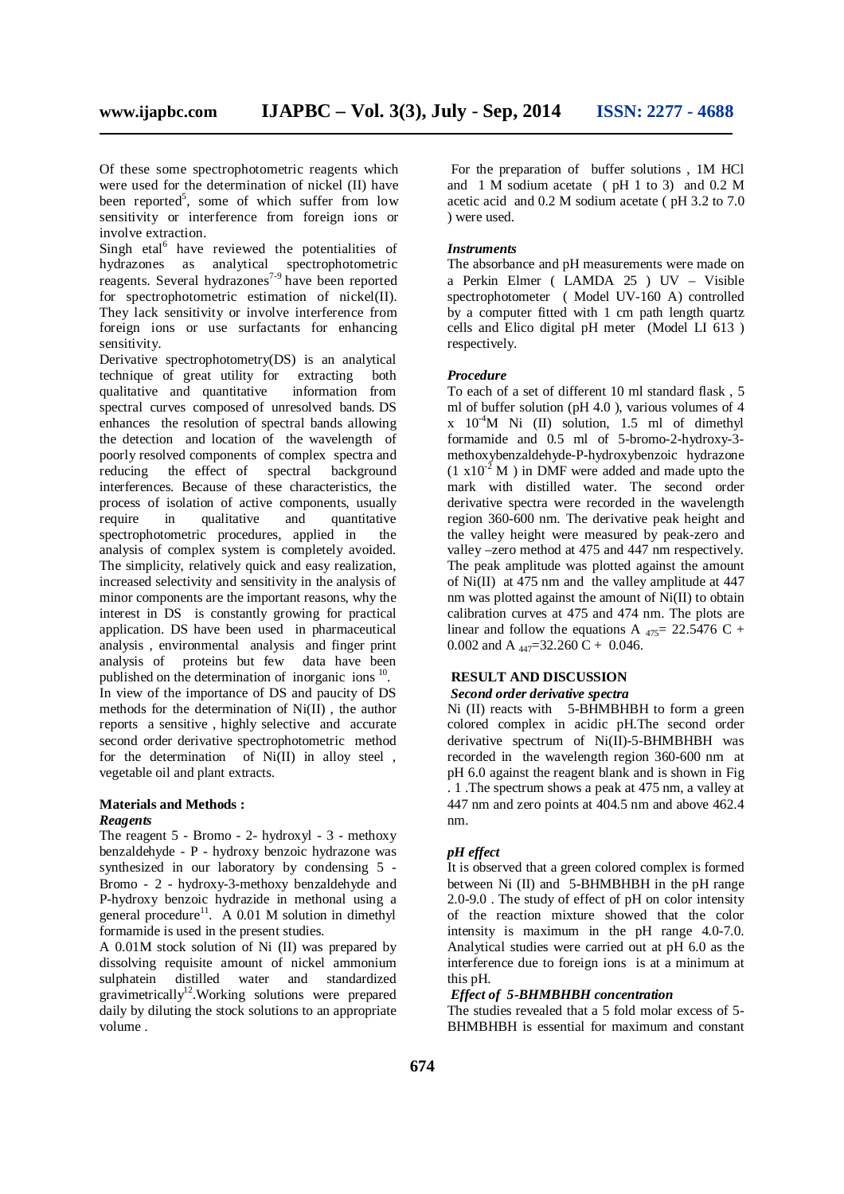Of these some spectrophotometric reagents which were used for the determination of nickel (II) have been reported[5], some of which suffer from low sensitivity or interference from foreign ions or involve extraction.

Singh etal[6] have reviewed the potentialities of hydrazones as analytical spectrophotometric reagents. Several hydrazones[7-9] have been reported for spectrophotometric estimation of nickel(II). They lack sensitivity or involve interference from foreign ions or use surfactants for enhancing sensitivity.

Derivative spectrophotometry(DS) is an analytical technique of great utility for extracting both qualitative and quantitative information from spectral curves composed of unresolved bands. DS enhances the resolution of spectral bands allowing the detection and location of the wavelength of poorly resolved components of complex spectra and reducing the effect of spectral background interferences. Because of these characteristics, the process of isolation of active components, usually require in qualitative and quantitative spectrophotometric procedures, applied in the analysis of complex system is completely avoided. The simplicity, relatively quick and easy realization, increased selectivity and sensitivity in the analysis of minor components are the important reasons, why the interest in DS is constantly growing for practical application. DS have been used in pharmaceutical analysis , environmental analysis and finger print analysis of proteins but few data have been published on the determination of inorganic ions [10].

In view of the importance of DS and paucity of DS methods for the determination of Ni(II) , the author reports a sensitive , highly selective and accurate second order derivative spectrophotometric method for the determination of Ni(II) in alloy steel , vegetable oil and plant extracts.

## Materials and Methods :

### *Reagents*

The reagent 5 - Bromo - 2- hydroxyl - 3 - methoxy benzaldehyde - P - hydroxy benzoic hydrazone was synthesized in our laboratory by condensing 5 - Bromo - 2 - hydroxy-3-methoxy benzaldehyde and P-hydroxy benzoic hydrazide in methonal using a general procedure[11]. A 0.01 M solution in dimethyl formamide is used in the present studies.

A 0.01M stock solution of Ni (II) was prepared by dissolving requisite amount of nickel ammonium sulphatein distilled water and standardized gravimetrically[12].Working solutions were prepared daily by diluting the stock solutions to an appropriate volume .

For the preparation of buffer solutions , 1M HCl and 1 M sodium acetate ( pH 1 to 3) and 0.2 M acetic acid and 0.2 M sodium acetate ( pH 3.2 to 7.0 ) were used.

### *Instruments*

The absorbance and pH measurements were made on a Perkin Elmer ( LAMDA 25 ) UV – Visible spectrophotometer ( Model UV-160 A) controlled by a computer fitted with 1 cm path length quartz cells and Elico digital pH meter (Model LI 613 ) respectively.

### *Procedure*

To each of a set of different 10 ml standard flask , 5 ml of buffer solution (pH 4.0 ), various volumes of 4 x $10^{-4}$M Ni (II) solution, 1.5 ml of dimethyl formamide and 0.5 ml of 5-bromo-2-hydroxy-3-methoxybenzaldehyde-P-hydroxybenzoic hydrazone (1 x$10^{-2}$ M ) in DMF were added and made upto the mark with distilled water. The second order derivative spectra were recorded in the wavelength region 360-600 nm. The derivative peak height and the valley height were measured by peak-zero and valley –zero method at 475 and 447 nm respectively. The peak amplitude was plotted against the amount of Ni(II) at 475 nm and the valley amplitude at 447 nm was plotted against the amount of Ni(II) to obtain calibration curves at 475 and 474 nm. The plots are linear and follow the equations $A_{475}$= 22.5476 C + 0.002 and $A_{447}$=32.260 C + 0.046.

## RESULT AND DISCUSSION

### *Second order derivative spectra*

Ni (II) reacts with 5-BHMBHBH to form a green colored complex in acidic pH.The second order derivative spectrum of Ni(II)-5-BHMBHBH was recorded in the wavelength region 360-600 nm at pH 6.0 against the reagent blank and is shown in Fig . 1 .The spectrum shows a peak at 475 nm, a valley at 447 nm and zero points at 404.5 nm and above 462.4 nm.

### *pH effect*

It is observed that a green colored complex is formed between Ni (II) and 5-BHMBHBH in the pH range 2.0-9.0 . The study of effect of pH on color intensity of the reaction mixture showed that the color intensity is maximum in the pH range 4.0-7.0. Analytical studies were carried out at pH 6.0 as the interference due to foreign ions is at a minimum at this pH.

### *Effect of 5-BHMBHBH concentration*

The studies revealed that a 5 fold molar excess of 5-BHMBHBH is essential for maximum and constant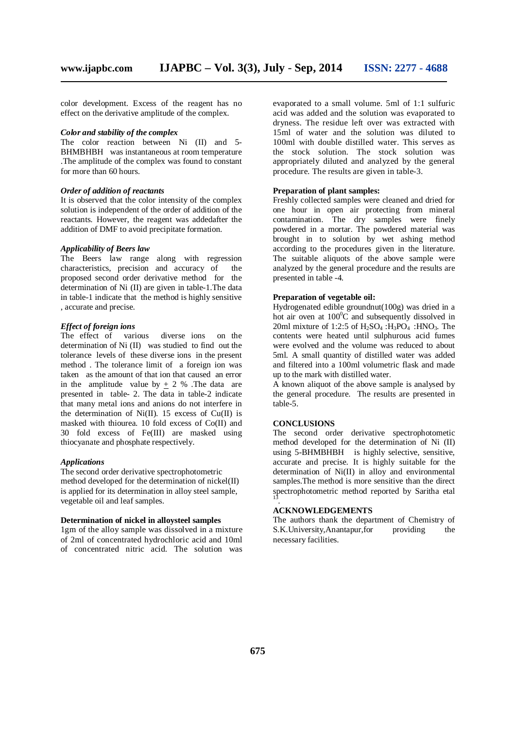color development. Excess of the reagent has no effect on the derivative amplitude of the complex.

### *Color and stability of the complex*

The color reaction between Ni (II) and 5-BHMBHBH was instantaneous at room temperature .The amplitude of the complex was found to constant for more than 60 hours.

### *Order of addition of reactants*

It is observed that the color intensity of the complex solution is independent of the order of addition of the reactants. However, the reagent was addedafter the addition of DMF to avoid precipitate formation.

### *Applicability of Beers law*

The Beers law range along with regression characteristics, precision and accuracy of the proposed second order derivative method for the determination of Ni (II) are given in table-1.The data in table-1 indicate that the method is highly sensitive , accurate and precise.

### *Effect of foreign ions*

The effect of various diverse ions on the determination of Ni (II) was studied to find out the tolerance levels of these diverse ions in the present method . The tolerance limit of a foreign ion was taken as the amount of that ion that caused an error in the amplitude value by $\pm$ 2 % .The data are presented in table- 2. The data in table-2 indicate that many metal ions and anions do not interfere in the determination of Ni(II). 15 excess of Cu(II) is masked with thiourea. 10 fold excess of Co(II) and 30 fold excess of Fe(III) are masked using thiocyanate and phosphate respectively.

### *Applications*

The second order derivative spectrophotometric method developed for the determination of nickel(II) is applied for its determination in alloy steel sample, vegetable oil and leaf samples.

### Determination of nickel in alloysteel samples

1gm of the alloy sample was dissolved in a mixture of 2ml of concentrated hydrochloric acid and 10ml of concentrated nitric acid. The solution was evaporated to a small volume. 5ml of 1:1 sulfuric acid was added and the solution was evaporated to dryness. The residue left over was extracted with 15ml of water and the solution was diluted to 100ml with double distilled water. This serves as the stock solution. The stock solution was appropriately diluted and analyzed by the general procedure. The results are given in table-3.

### Preparation of plant samples:

Freshly collected samples were cleaned and dried for one hour in open air protecting from mineral contamination. The dry samples were finely powdered in a mortar. The powdered material was brought in to solution by wet ashing method according to the procedures given in the literature. The suitable aliquots of the above sample were analyzed by the general procedure and the results are presented in table -4.

### Preparation of vegetable oil:

Hydrogenated edible groundnut(100g) was dried in a hot air oven at $100^0$C and subsequently dissolved in 20ml mixture of 1:2:5 of $H_2SO_4$ :$H_3PO_4$ :$HNO_3$. The contents were heated until sulphurous acid fumes were evolved and the volume was reduced to about 5ml. A small quantity of distilled water was added and filtered into a 100ml volumetric flask and made up to the mark with distilled water.

A known aliquot of the above sample is analysed by the general procedure. The results are presented in table-5.

## CONCLUSIONS

The second order derivative spectrophotometic method developed for the determination of Ni (II) using 5-BHMBHBH is highly selective, sensitive, accurate and precise. It is highly suitable for the determination of Ni(II) in alloy and environmental samples.The method is more sensitive than the direct spectrophotometric method reported by Saritha etal [13].

## ACKNOWLEDGEMENTS

The authors thank the department of Chemistry of S.K.University,Anantapur,for providing the necessary facilities.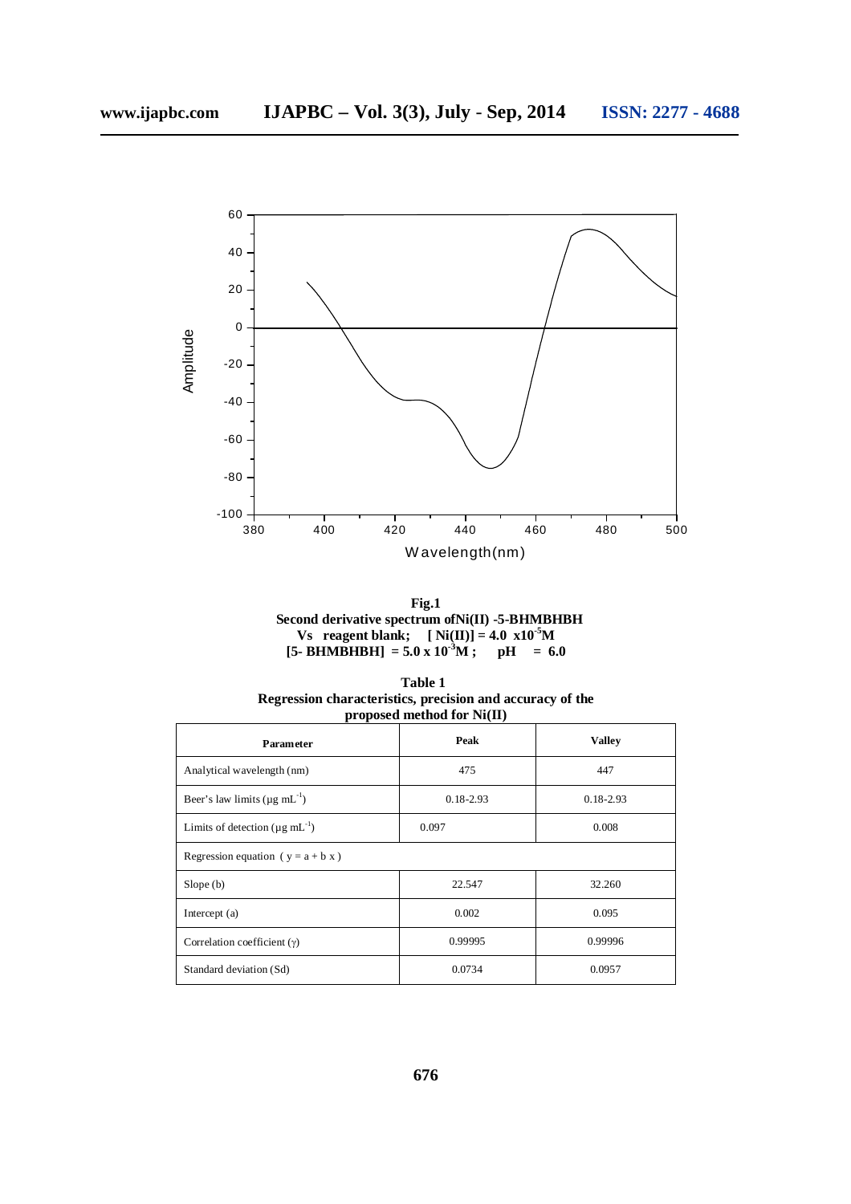**Fig.1**
**Second derivative spectrum ofNi(II) -5-BHMBHBH Vs reagent blank; [ Ni(II)] = 4.0 x10$^{-5}$M [5- BHMBHBH] = 5.0 x 10$^{-3}$M ; pH = 6.0**

**Table 1**
**Regression characteristics, precision and accuracy of the proposed method for Ni(II)**

| Parameter | Peak | Valley |
|---|---|---|
| Analytical wavelength (nm) | 475 | 447 |
| Beer's law limits (μg mL$^{-1}$) | 0.18-2.93 | 0.18-2.93 |
| Limits of detection (μg mL$^{-1}$) | 0.097 | 0.008 |
| Regression equation ( y = a + b x ) | | |
| Slope (b) | 22.547 | 32.260 |
| Intercept (a) | 0.002 | 0.095 |
| Correlation coefficient (γ) | 0.99995 | 0.99996 |
| Standard deviation (Sd) | 0.0734 | 0.0957 |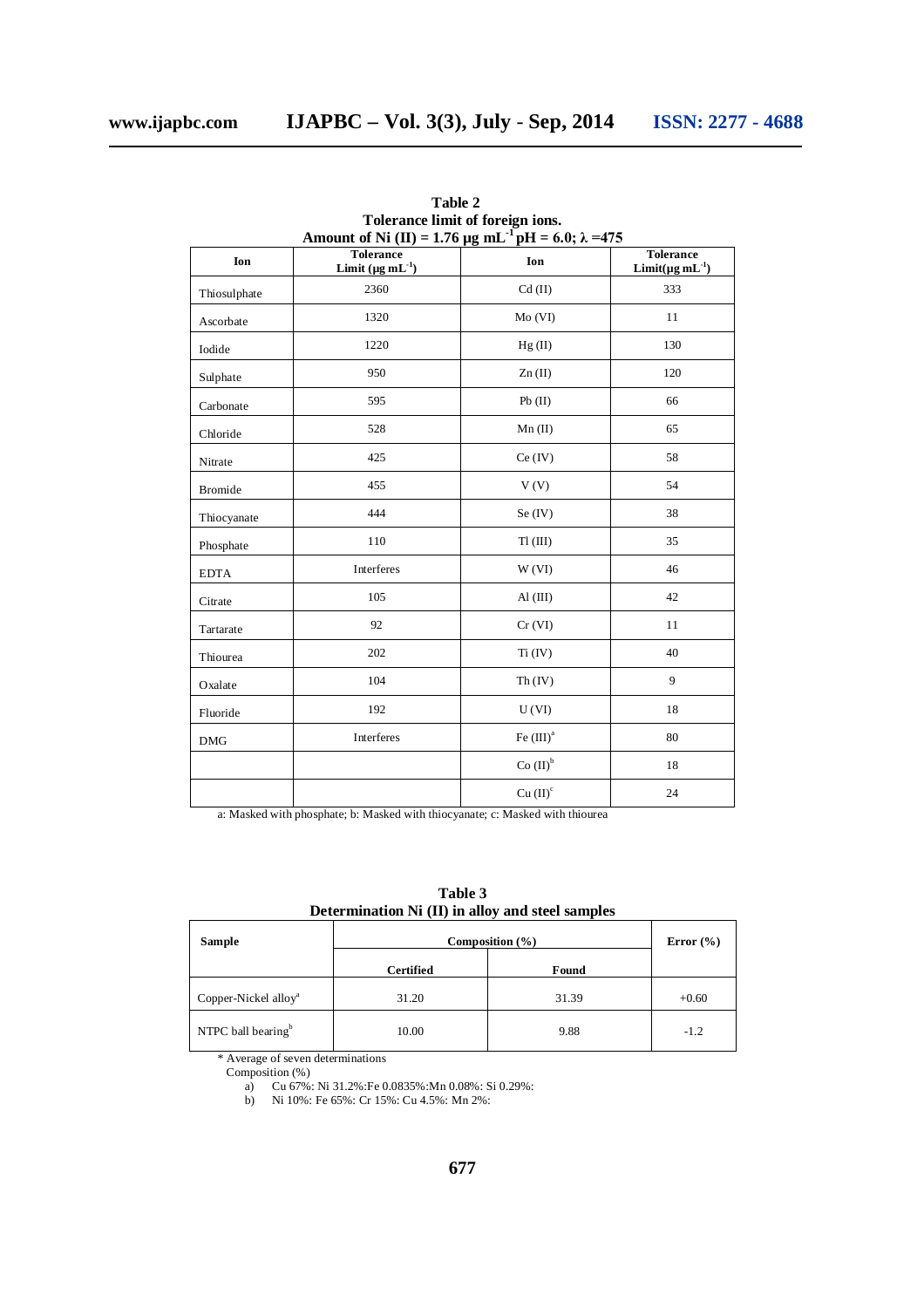**Table 2**
**Tolerance limit of foreign ions.**
**Amount of Ni (II) = 1.76 μg $mL^{-1}$ pH = 6.0; λ =475**

| Ion | Tolerance Limit (μg $mL^{-1}$) | Ion | Tolerance Limit(μg $mL^{-1}$) |
|---|---|---|---|
| Thiosulphate | 2360 | Cd (II) | 333 |
| Ascorbate | 1320 | Mo (VI) | 11 |
| Iodide | 1220 | Hg (II) | 130 |
| Sulphate | 950 | Zn (II) | 120 |
| Carbonate | 595 | Pb (II) | 66 |
| Chloride | 528 | Mn (II) | 65 |
| Nitrate | 425 | Ce (IV) | 58 |
| Bromide | 455 | V (V) | 54 |
| Thiocyanate | 444 | Se (IV) | 38 |
| Phosphate | 110 | Tl (III) | 35 |
| EDTA | Interferes | W (VI) | 46 |
| Citrate | 105 | Al (III) | 42 |
| Tartarate | 92 | Cr (VI) | 11 |
| Thiourea | 202 | Ti (IV) | 40 |
| Oxalate | 104 | Th (IV) | 9 |
| Fluoride | 192 | U (VI) | 18 |
| DMG | Interferes | Fe (III)[a] | 80 |
| | | Co (II)[b] | 18 |
| | | Cu (II)[c] | 24 |

a: Masked with phosphate; b: Masked with thiocyanate; c: Masked with thiourea

**Table 3**
**Determination Ni (II) in alloy and steel samples**

| Sample | Composition (%) | | Error (%) |
|---|---|---|---|
| | Certified | Found | |
| Copper-Nickel alloy[a] | 31.20 | 31.39 | +0.60 |
| NTPC ball bearing[b] | 10.00 | 9.88 | -1.2 |

\* Average of seven determinations

Composition (%)

a) Cu 67%: Ni 31.2%:Fe 0.0835%:Mn 0.08%: Si 0.29%:

b) Ni 10%: Fe 65%: Cr 15%: Cu 4.5%: Mn 2%: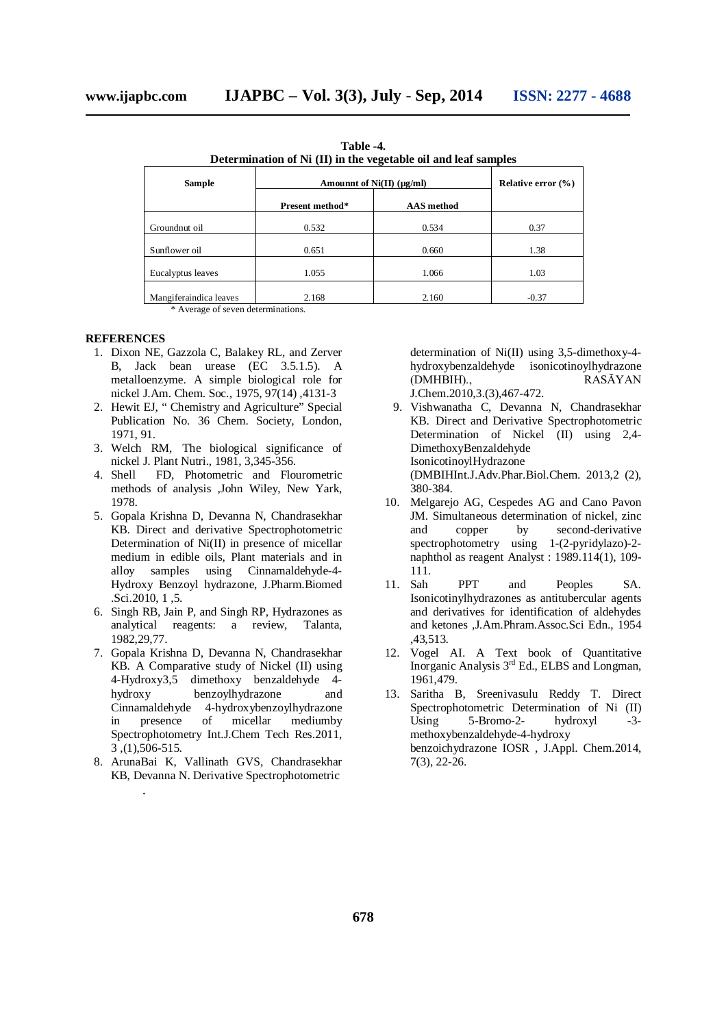**Table -4.**
**Determination of Ni (II) in the vegetable oil and leaf samples**

| Sample | Amounnt of Ni(II) (µg/ml) | | Relative error (%) |
|---|---|---|---|
| | Present method* | AAS method | |
| Groundnut oil | 0.532 | 0.534 | 0.37 |
| Sunflower oil | 0.651 | 0.660 | 1.38 |
| Eucalyptus leaves | 1.055 | 1.066 | 1.03 |
| Mangiferaindica leaves | 2.168 | 2.160 | -0.37 |

\* Average of seven determinations.

## REFERENCES

1. Dixon NE, Gazzola C, Balakey RL, and Zerver B, Jack bean urease (EC 3.5.1.5). A metalloenzyme. A simple biological role for nickel J.Am. Chem. Soc., 1975, 97(14) ,4131-3
2. Hewit EJ, " Chemistry and Agriculture" Special Publication No. 36 Chem. Society, London, 1971, 91.
3. Welch RM, The biological significance of nickel J. Plant Nutri., 1981, 3,345-356.
4. Shell FD, Photometric and Flourometric methods of analysis ,John Wiley, New Yark, 1978.
5. Gopala Krishna D, Devanna N, Chandrasekhar KB. Direct and derivative Spectrophotometric Determination of Ni(II) in presence of micellar medium in edible oils, Plant materials and in alloy samples using Cinnamaldehyde-4-Hydroxy Benzoyl hydrazone, J.Pharm.Biomed .Sci.2010, 1 ,5.
6. Singh RB, Jain P, and Singh RP, Hydrazones as analytical reagents: a review, Talanta, 1982,29,77.
7. Gopala Krishna D, Devanna N, Chandrasekhar KB. A Comparative study of Nickel (II) using 4-Hydroxy3,5 dimethoxy benzaldehyde 4-hydroxy benzoylhydrazone and Cinnamaldehyde 4-hydroxybenzoylhydrazone in presence of micellar mediumby Spectrophotometry Int.J.Chem Tech Res.2011, 3 ,(1),506-515.
8. ArunaBai K, Vallinath GVS, Chandrasekhar KB, Devanna N. Derivative Spectrophotometric determination of Ni(II) using 3,5-dimethoxy-4-hydroxybenzaldehyde isonicotinoylhydrazone (DMHBIH)., RASĀYAN J.Chem.2010,3.(3),467-472.
9. Vishwanatha C, Devanna N, Chandrasekhar KB. Direct and Derivative Spectrophotometric Determination of Nickel (II) using 2,4-DimethoxyBenzaldehyde IsonicotinoylHydrazone (DMBIHInt.J.Adv.Phar.Biol.Chem. 2013,2 (2), 380-384.
10. Melgarejo AG, Cespedes AG and Cano Pavon JM. Simultaneous determination of nickel, zinc and copper by second-derivative spectrophotometry using 1-(2-pyridylazo)-2-naphthol as reagent Analyst : 1989.114(1), 109-111.
11. Sah PPT and Peoples SA. Isonicotinylhydrazones as antitubercular agents and derivatives for identification of aldehydes and ketones ,J.Am.Phram.Assoc.Sci Edn., 1954 ,43,513.
12. Vogel AI. A Text book of Quantitative Inorganic Analysis 3rd Ed., ELBS and Longman, 1961,479.
13. Saritha B, Sreenivasulu Reddy T. Direct Spectrophotometric Determination of Ni (II) Using 5-Bromo-2- hydroxyl -3-methoxybenzaldehyde-4-hydroxy benzoichydrazone IOSR , J.Appl. Chem.2014, 7(3), 22-26.